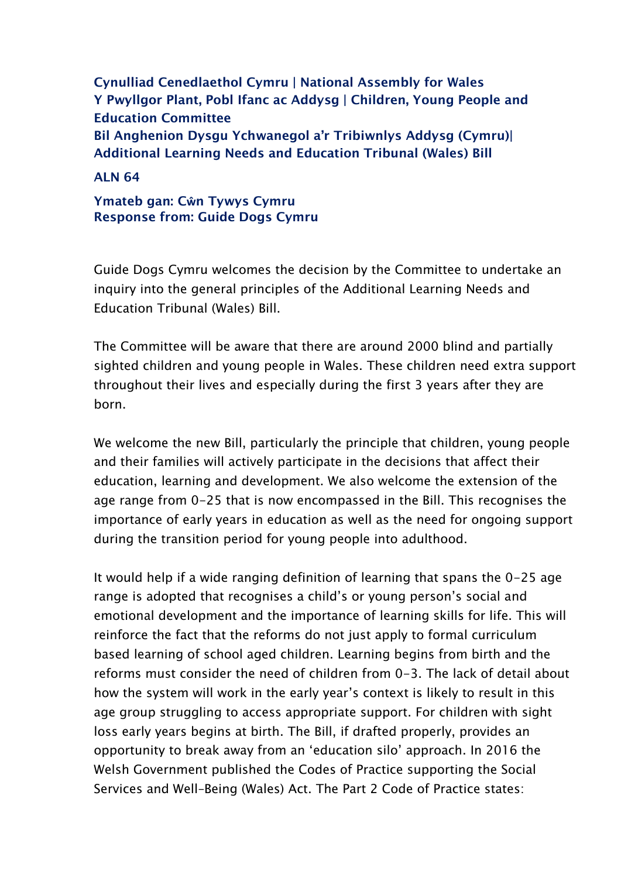**Cynulliad Cenedlaethol Cymru | National Assembly for Wales**
**Y Pwyllgor Plant, Pobl Ifanc ac Addysg | Children, Young People and Education Committee**
**Bil Anghenion Dysgu Ychwanegol a'r Tribiwnlys Addysg (Cymru)| Additional Learning Needs and Education Tribunal (Wales) Bill**

**ALN 64**

**Ymateb gan: Cŵn Tywys Cymru**
**Response from: Guide Dogs Cymru**

Guide Dogs Cymru welcomes the decision by the Committee to undertake an inquiry into the general principles of the Additional Learning Needs and Education Tribunal (Wales) Bill.

The Committee will be aware that there are around 2000 blind and partially sighted children and young people in Wales. These children need extra support throughout their lives and especially during the first 3 years after they are born.

We welcome the new Bill, particularly the principle that children, young people and their families will actively participate in the decisions that affect their education, learning and development. We also welcome the extension of the age range from 0-25 that is now encompassed in the Bill. This recognises the importance of early years in education as well as the need for ongoing support during the transition period for young people into adulthood.

It would help if a wide ranging definition of learning that spans the 0-25 age range is adopted that recognises a child's or young person's social and emotional development and the importance of learning skills for life. This will reinforce the fact that the reforms do not just apply to formal curriculum based learning of school aged children. Learning begins from birth and the reforms must consider the need of children from 0-3. The lack of detail about how the system will work in the early year's context is likely to result in this age group struggling to access appropriate support. For children with sight loss early years begins at birth. The Bill, if drafted properly, provides an opportunity to break away from an 'education silo' approach. In 2016 the Welsh Government published the Codes of Practice supporting the Social Services and Well-Being (Wales) Act. The Part 2 Code of Practice states: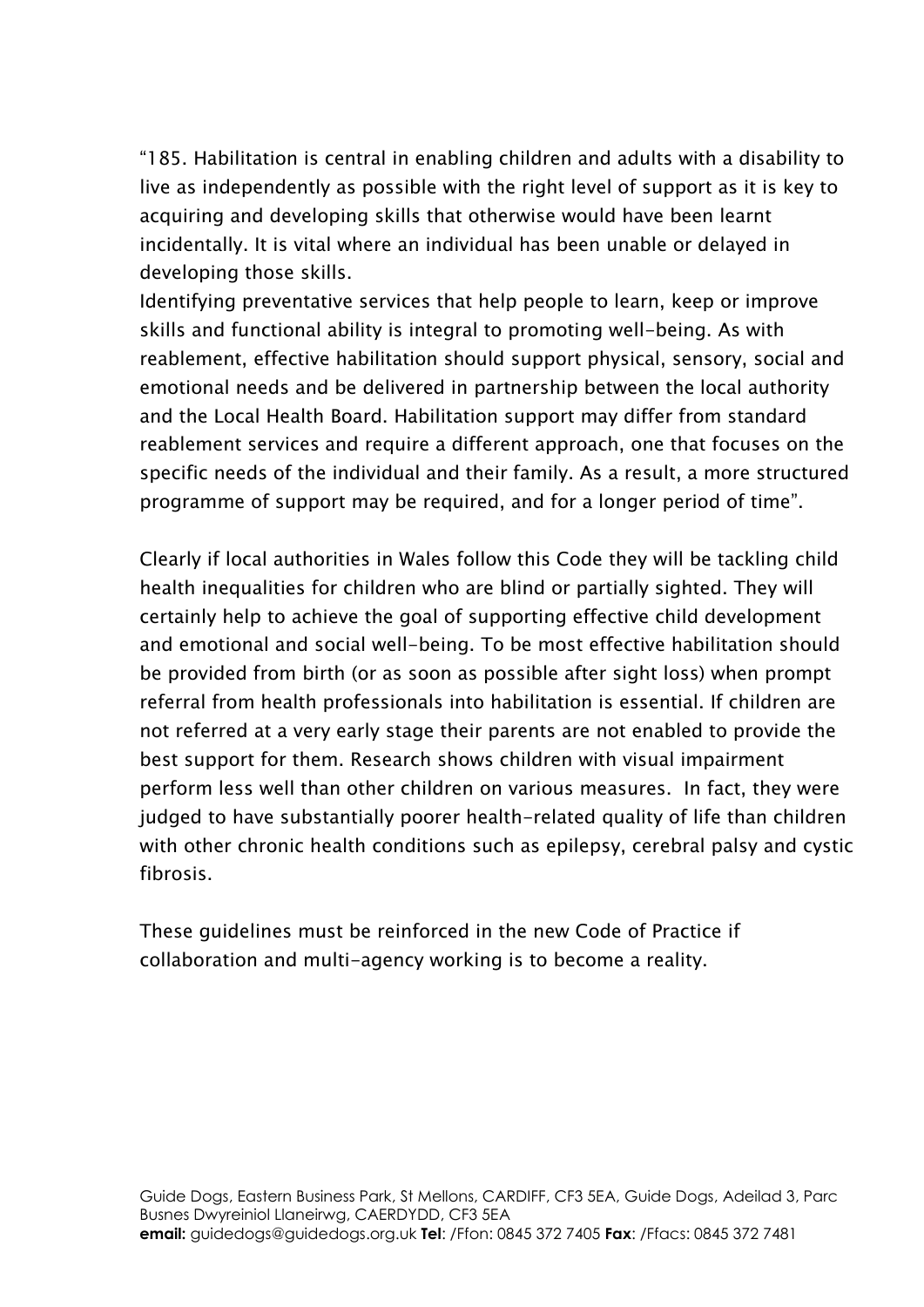"185. Habilitation is central in enabling children and adults with a disability to live as independently as possible with the right level of support as it is key to acquiring and developing skills that otherwise would have been learnt incidentally. It is vital where an individual has been unable or delayed in developing those skills.
Identifying preventative services that help people to learn, keep or improve skills and functional ability is integral to promoting well-being. As with reablement, effective habilitation should support physical, sensory, social and emotional needs and be delivered in partnership between the local authority and the Local Health Board. Habilitation support may differ from standard reablement services and require a different approach, one that focuses on the specific needs of the individual and their family. As a result, a more structured programme of support may be required, and for a longer period of time".

Clearly if local authorities in Wales follow this Code they will be tackling child health inequalities for children who are blind or partially sighted. They will certainly help to achieve the goal of supporting effective child development and emotional and social well-being. To be most effective habilitation should be provided from birth (or as soon as possible after sight loss) when prompt referral from health professionals into habilitation is essential. If children are not referred at a very early stage their parents are not enabled to provide the best support for them. Research shows children with visual impairment perform less well than other children on various measures. In fact, they were judged to have substantially poorer health-related quality of life than children with other chronic health conditions such as epilepsy, cerebral palsy and cystic fibrosis.

These guidelines must be reinforced in the new Code of Practice if collaboration and multi-agency working is to become a reality.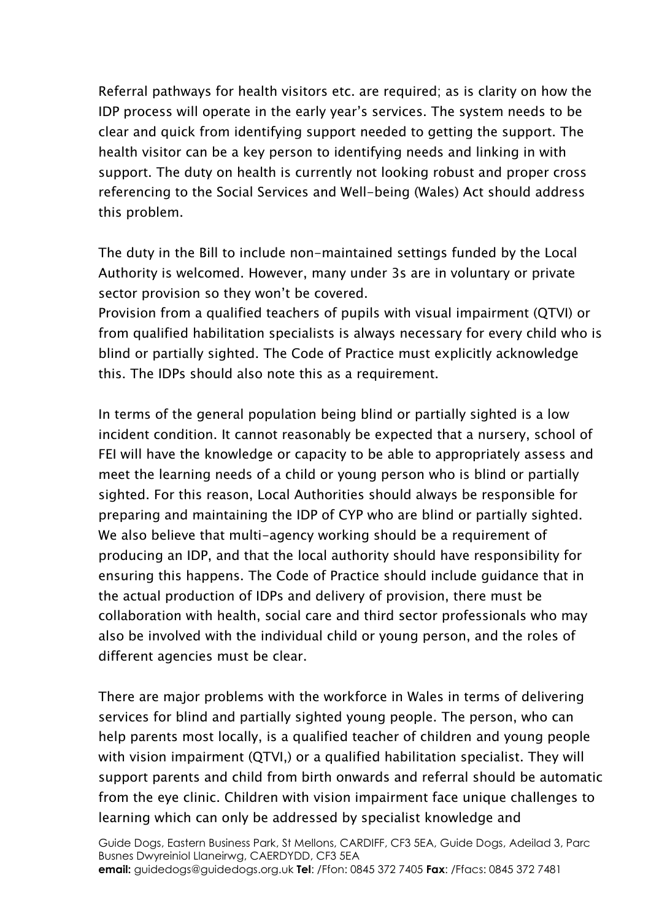Referral pathways for health visitors etc. are required; as is clarity on how the IDP process will operate in the early year's services. The system needs to be clear and quick from identifying support needed to getting the support. The health visitor can be a key person to identifying needs and linking in with support. The duty on health is currently not looking robust and proper cross referencing to the Social Services and Well-being (Wales) Act should address this problem.

The duty in the Bill to include non-maintained settings funded by the Local Authority is welcomed. However, many under 3s are in voluntary or private sector provision so they won't be covered.
Provision from a qualified teachers of pupils with visual impairment (QTVI) or from qualified habilitation specialists is always necessary for every child who is blind or partially sighted. The Code of Practice must explicitly acknowledge this. The IDPs should also note this as a requirement.

In terms of the general population being blind or partially sighted is a low incident condition. It cannot reasonably be expected that a nursery, school of FEI will have the knowledge or capacity to be able to appropriately assess and meet the learning needs of a child or young person who is blind or partially sighted. For this reason, Local Authorities should always be responsible for preparing and maintaining the IDP of CYP who are blind or partially sighted. We also believe that multi-agency working should be a requirement of producing an IDP, and that the local authority should have responsibility for ensuring this happens. The Code of Practice should include guidance that in the actual production of IDPs and delivery of provision, there must be collaboration with health, social care and third sector professionals who may also be involved with the individual child or young person, and the roles of different agencies must be clear.

There are major problems with the workforce in Wales in terms of delivering services for blind and partially sighted young people. The person, who can help parents most locally, is a qualified teacher of children and young people with vision impairment (QTVI,) or a qualified habilitation specialist. They will support parents and child from birth onwards and referral should be automatic from the eye clinic. Children with vision impairment face unique challenges to learning which can only be addressed by specialist knowledge and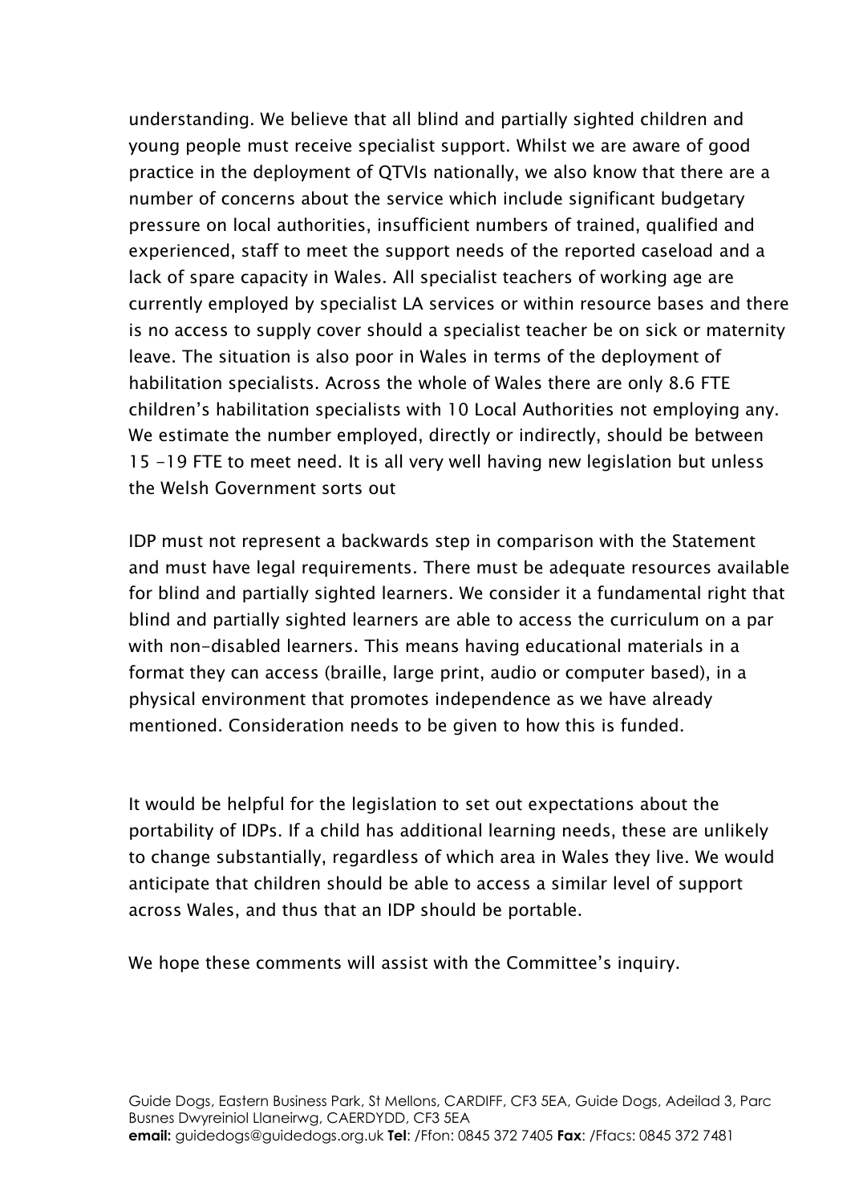understanding. We believe that all blind and partially sighted children and young people must receive specialist support. Whilst we are aware of good practice in the deployment of QTVIs nationally, we also know that there are a number of concerns about the service which include significant budgetary pressure on local authorities, insufficient numbers of trained, qualified and experienced, staff to meet the support needs of the reported caseload and a lack of spare capacity in Wales. All specialist teachers of working age are currently employed by specialist LA services or within resource bases and there is no access to supply cover should a specialist teacher be on sick or maternity leave. The situation is also poor in Wales in terms of the deployment of habilitation specialists. Across the whole of Wales there are only 8.6 FTE children's habilitation specialists with 10 Local Authorities not employing any. We estimate the number employed, directly or indirectly, should be between 15 -19 FTE to meet need. It is all very well having new legislation but unless the Welsh Government sorts out

IDP must not represent a backwards step in comparison with the Statement and must have legal requirements. There must be adequate resources available for blind and partially sighted learners. We consider it a fundamental right that blind and partially sighted learners are able to access the curriculum on a par with non-disabled learners. This means having educational materials in a format they can access (braille, large print, audio or computer based), in a physical environment that promotes independence as we have already mentioned. Consideration needs to be given to how this is funded.

It would be helpful for the legislation to set out expectations about the portability of IDPs. If a child has additional learning needs, these are unlikely to change substantially, regardless of which area in Wales they live. We would anticipate that children should be able to access a similar level of support across Wales, and thus that an IDP should be portable.

We hope these comments will assist with the Committee's inquiry.

Guide Dogs, Eastern Business Park, St Mellons, CARDIFF, CF3 5EA, Guide Dogs, Adeilad 3, Parc Busnes Dwyreiniol Llaneirwg, CAERDYDD, CF3 5EA
**email:** guidedogs@guidedogs.org.uk **Tel**: /Ffon: 0845 372 7405 **Fax**: /Ffacs: 0845 372 7481